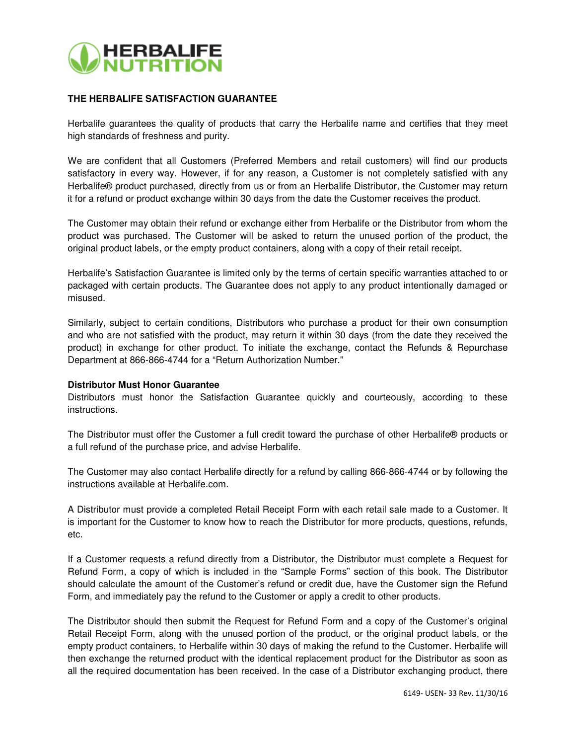# THE HERBALIFE SATISFACTION GUARANTEE

Herbalife guarantees the quality of products that carry the Herbalife name and certifies that they meet high standards of freshness and purity.

We are confident that all Customers (Preferred Members and retail customers) will find our products satisfactory in every way. However, if for any reason, a Customer is not completely satisfied with any Herbalife® product purchased, directly from us or from an Herbalife Distributor, the Customer may return it for a refund or product exchange within 30 days from the date the Customer receives the product.

The Customer may obtain their refund or exchange either from Herbalife or the Distributor from whom the product was purchased. The Customer will be asked to return the unused portion of the product, the original product labels, or the empty product containers, along with a copy of their retail receipt.

Herbalife's Satisfaction Guarantee is limited only by the terms of certain specific warranties attached to or packaged with certain products. The Guarantee does not apply to any product intentionally damaged or misused.

Similarly, subject to certain conditions, Distributors who purchase a product for their own consumption and who are not satisfied with the product, may return it within 30 days (from the date they received the product) in exchange for other product. To initiate the exchange, contact the Refunds & Repurchase Department at 866-866-4744 for a "Return Authorization Number."

**Distributor Must Honor Guarantee**

Distributors must honor the Satisfaction Guarantee quickly and courteously, according to these instructions.

The Distributor must offer the Customer a full credit toward the purchase of other Herbalife® products or a full refund of the purchase price, and advise Herbalife.

The Customer may also contact Herbalife directly for a refund by calling 866-866-4744 or by following the instructions available at Herbalife.com.

A Distributor must provide a completed Retail Receipt Form with each retail sale made to a Customer. It is important for the Customer to know how to reach the Distributor for more products, questions, refunds, etc.

If a Customer requests a refund directly from a Distributor, the Distributor must complete a Request for Refund Form, a copy of which is included in the "Sample Forms" section of this book. The Distributor should calculate the amount of the Customer's refund or credit due, have the Customer sign the Refund Form, and immediately pay the refund to the Customer or apply a credit to other products.

The Distributor should then submit the Request for Refund Form and a copy of the Customer's original Retail Receipt Form, along with the unused portion of the product, or the original product labels, or the empty product containers, to Herbalife within 30 days of making the refund to the Customer. Herbalife will then exchange the returned product with the identical replacement product for the Distributor as soon as all the required documentation has been received. In the case of a Distributor exchanging product, there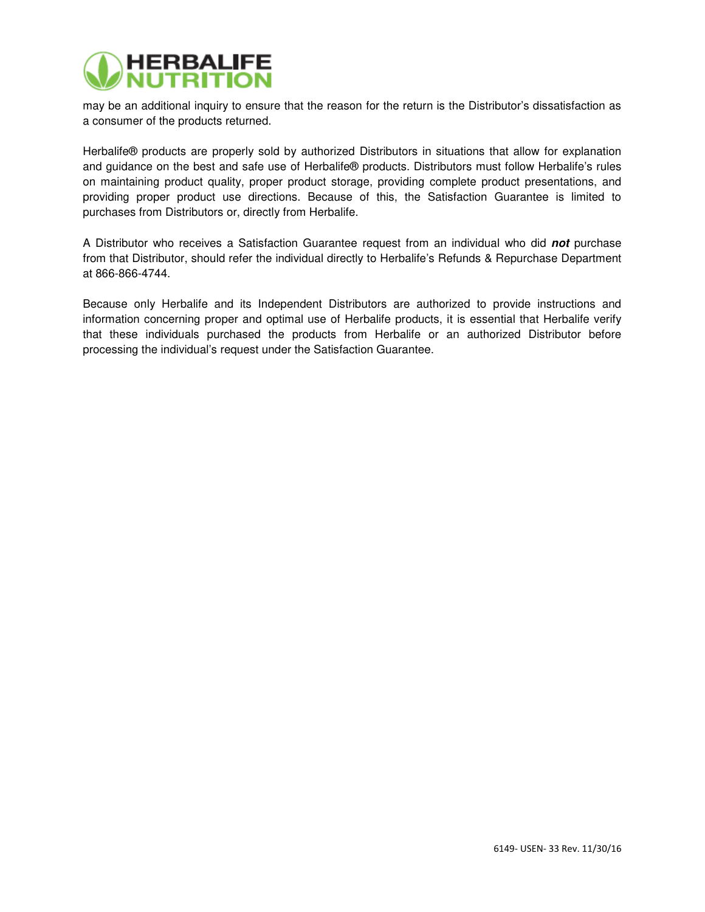may be an additional inquiry to ensure that the reason for the return is the Distributor's dissatisfaction as a consumer of the products returned.

Herbalife® products are properly sold by authorized Distributors in situations that allow for explanation and guidance on the best and safe use of Herbalife® products. Distributors must follow Herbalife's rules on maintaining product quality, proper product storage, providing complete product presentations, and providing proper product use directions. Because of this, the Satisfaction Guarantee is limited to purchases from Distributors or, directly from Herbalife.

A Distributor who receives a Satisfaction Guarantee request from an individual who did ***not*** purchase from that Distributor, should refer the individual directly to Herbalife's Refunds & Repurchase Department at 866-866-4744.

Because only Herbalife and its Independent Distributors are authorized to provide instructions and information concerning proper and optimal use of Herbalife products, it is essential that Herbalife verify that these individuals purchased the products from Herbalife or an authorized Distributor before processing the individual's request under the Satisfaction Guarantee.

6149- USEN- 33 Rev. 11/30/16